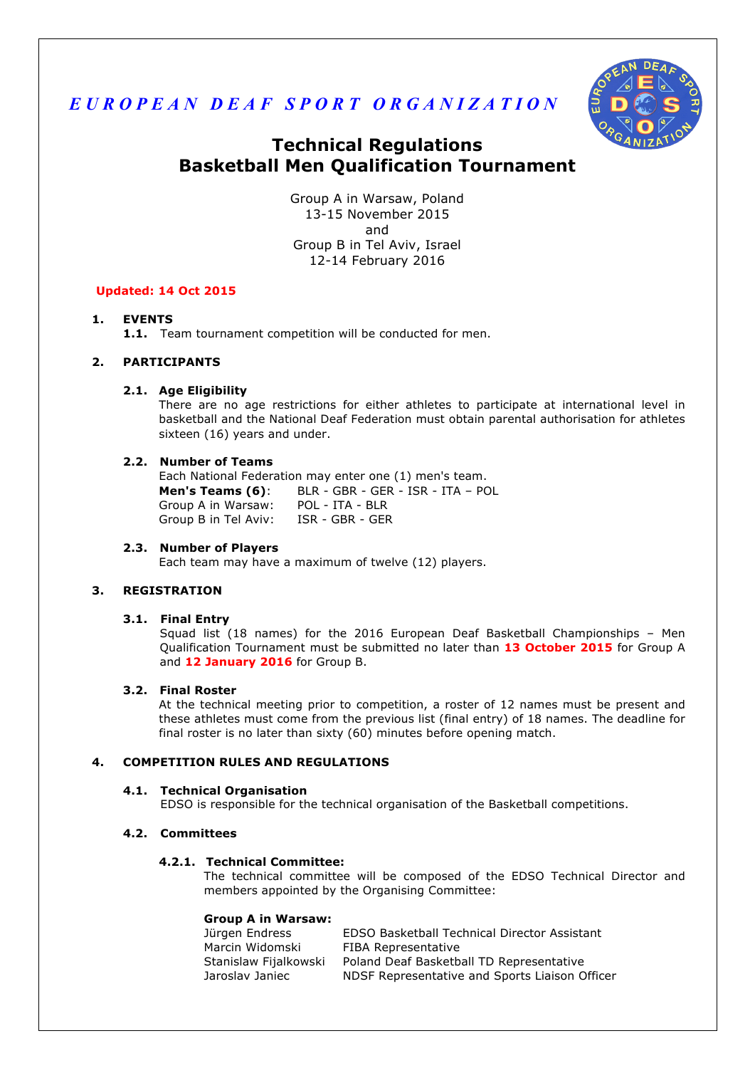*EUROPEAN DEAF SPORT ORGANIZATION*

# Technical Regulations
# Basketball Men Qualification Tournament

Group A in Warsaw, Poland
13-15 November 2015
and
Group B in Tel Aviv, Israel
12-14 February 2016

**Updated: 14 Oct 2015**

## 1. EVENTS

**1.1.** Team tournament competition will be conducted for men.

## 2. PARTICIPANTS

### 2.1. Age Eligibility

There are no age restrictions for either athletes to participate at international level in basketball and the National Deaf Federation must obtain parental authorisation for athletes sixteen (16) years and under.

### 2.2. Number of Teams

Each National Federation may enter one (1) men's team.

| | |
|---|---|
| **Men's Teams (6)**: | BLR - GBR - GER - ISR - ITA – POL |
| Group A in Warsaw: | POL - ITA - BLR |
| Group B in Tel Aviv: | ISR - GBR - GER |

### 2.3. Number of Players

Each team may have a maximum of twelve (12) players.

## 3. REGISTRATION

### 3.1. Final Entry

Squad list (18 names) for the 2016 European Deaf Basketball Championships – Men Qualification Tournament must be submitted no later than **13 October 2015** for Group A and **12 January 2016** for Group B.

### 3.2. Final Roster

At the technical meeting prior to competition, a roster of 12 names must be present and these athletes must come from the previous list (final entry) of 18 names. The deadline for final roster is no later than sixty (60) minutes before opening match.

## 4. COMPETITION RULES AND REGULATIONS

### 4.1. Technical Organisation

EDSO is responsible for the technical organisation of the Basketball competitions.

### 4.2. Committees

#### 4.2.1. Technical Committee:

The technical committee will be composed of the EDSO Technical Director and members appointed by the Organising Committee:

**Group A in Warsaw:**

| | |
|---|---|
| Jürgen Endress | EDSO Basketball Technical Director Assistant |
| Marcin Widomski | FIBA Representative |
| Stanislaw Fijalkowski | Poland Deaf Basketball TD Representative |
| Jaroslav Janiec | NDSF Representative and Sports Liaison Officer |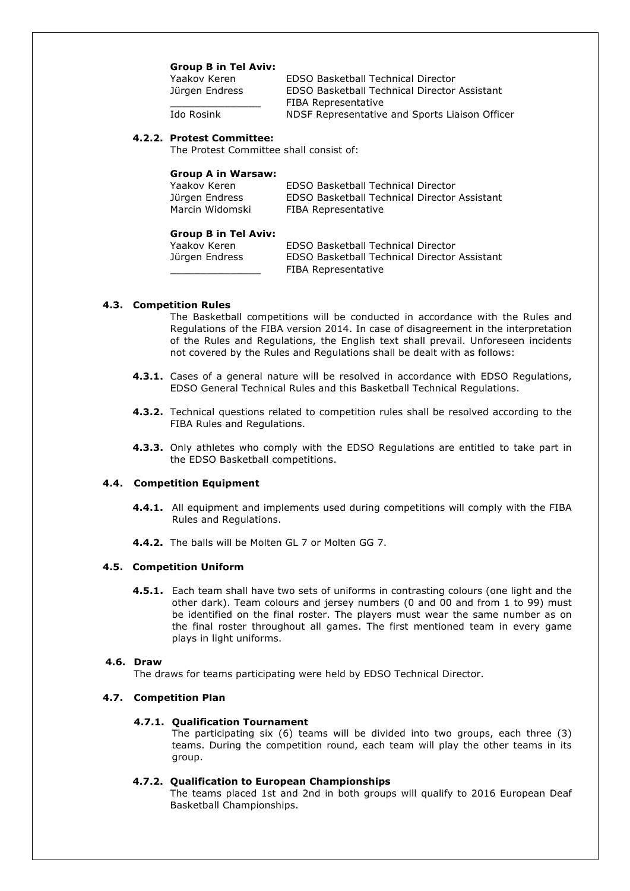**Group B in Tel Aviv:**

| | |
|---|---|
| Yaakov Keren | EDSO Basketball Technical Director |
| Jürgen Endress | EDSO Basketball Technical Director Assistant |
| _______________ | FIBA Representative |
| Ido Rosink | NDSF Representative and Sports Liaison Officer |

#### 4.2.2. Protest Committee:

The Protest Committee shall consist of:

**Group A in Warsaw:**

| | |
|---|---|
| Yaakov Keren | EDSO Basketball Technical Director |
| Jürgen Endress | EDSO Basketball Technical Director Assistant |
| Marcin Widomski | FIBA Representative |

**Group B in Tel Aviv:**

| | |
|---|---|
| Yaakov Keren | EDSO Basketball Technical Director |
| Jürgen Endress | EDSO Basketball Technical Director Assistant |
| _______________ | FIBA Representative |

### 4.3. Competition Rules

The Basketball competitions will be conducted in accordance with the Rules and Regulations of the FIBA version 2014. In case of disagreement in the interpretation of the Rules and Regulations, the English text shall prevail. Unforeseen incidents not covered by the Rules and Regulations shall be dealt with as follows:

**4.3.1.** Cases of a general nature will be resolved in accordance with EDSO Regulations, EDSO General Technical Rules and this Basketball Technical Regulations.

**4.3.2.** Technical questions related to competition rules shall be resolved according to the FIBA Rules and Regulations.

**4.3.3.** Only athletes who comply with the EDSO Regulations are entitled to take part in the EDSO Basketball competitions.

### 4.4. Competition Equipment

**4.4.1.** All equipment and implements used during competitions will comply with the FIBA Rules and Regulations.

**4.4.2.** The balls will be Molten GL 7 or Molten GG 7.

### 4.5. Competition Uniform

**4.5.1.** Each team shall have two sets of uniforms in contrasting colours (one light and the other dark). Team colours and jersey numbers (0 and 00 and from 1 to 99) must be identified on the final roster. The players must wear the same number as on the final roster throughout all games. The first mentioned team in every game plays in light uniforms.

### 4.6. Draw

The draws for teams participating were held by EDSO Technical Director.

### 4.7. Competition Plan

#### 4.7.1. Qualification Tournament

The participating six (6) teams will be divided into two groups, each three (3) teams. During the competition round, each team will play the other teams in its group.

#### 4.7.2. Qualification to European Championships

The teams placed 1st and 2nd in both groups will qualify to 2016 European Deaf Basketball Championships.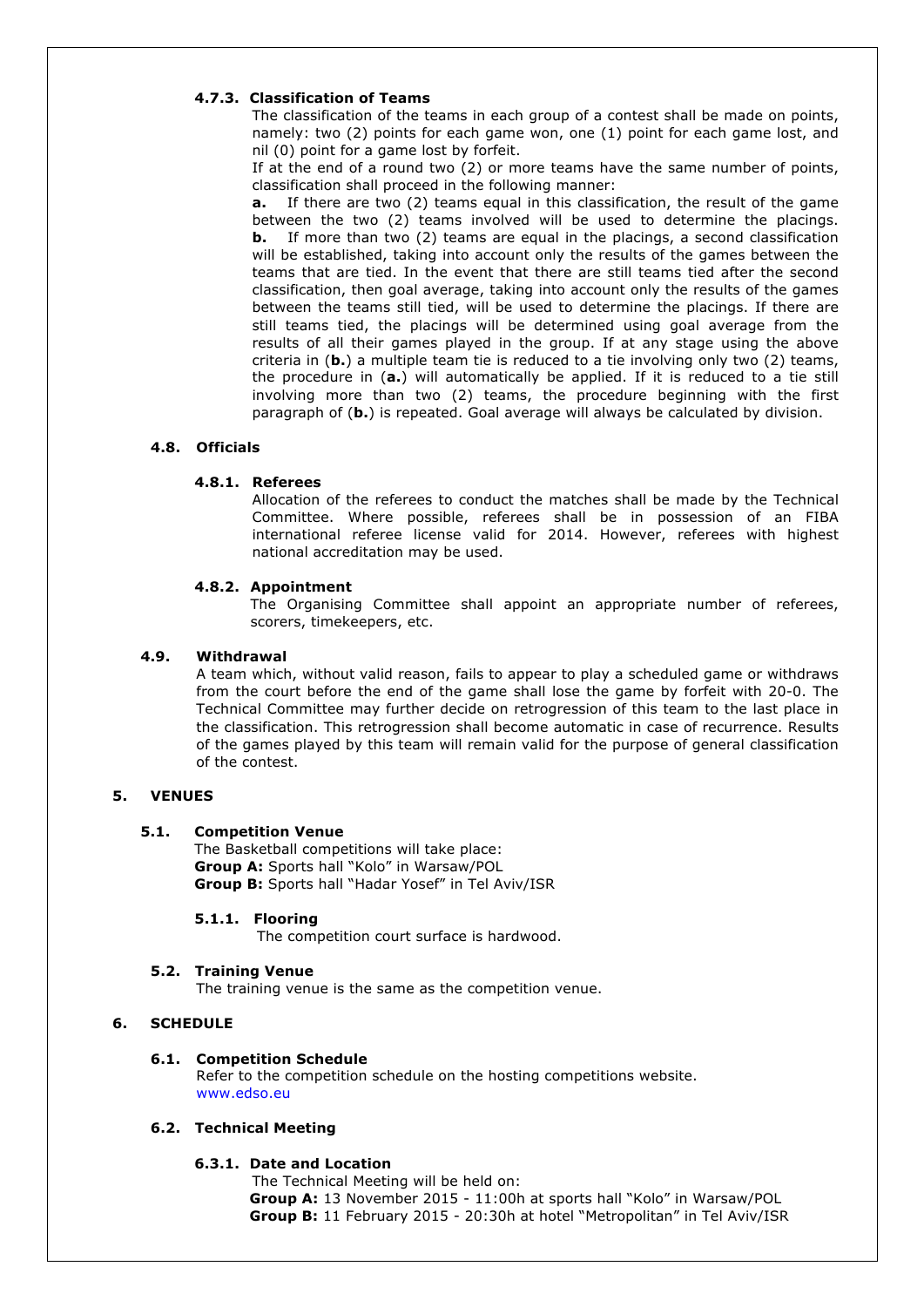#### 4.7.3. Classification of Teams

The classification of the teams in each group of a contest shall be made on points, namely: two (2) points for each game won, one (1) point for each game lost, and nil (0) point for a game lost by forfeit.

If at the end of a round two (2) or more teams have the same number of points, classification shall proceed in the following manner:

**a.** If there are two (2) teams equal in this classification, the result of the game between the two (2) teams involved will be used to determine the placings.
**b.** If more than two (2) teams are equal in the placings, a second classification will be established, taking into account only the results of the games between the teams that are tied. In the event that there are still teams tied after the second classification, then goal average, taking into account only the results of the games between the teams still tied, will be used to determine the placings. If there are still teams tied, the placings will be determined using goal average from the results of all their games played in the group. If at any stage using the above criteria in (**b.**) a multiple team tie is reduced to a tie involving only two (2) teams, the procedure in (**a.**) will automatically be applied. If it is reduced to a tie still involving more than two (2) teams, the procedure beginning with the first paragraph of (**b.**) is repeated. Goal average will always be calculated by division.

### 4.8. Officials

#### 4.8.1. Referees

Allocation of the referees to conduct the matches shall be made by the Technical Committee. Where possible, referees shall be in possession of an FIBA international referee license valid for 2014. However, referees with highest national accreditation may be used.

#### 4.8.2. Appointment

The Organising Committee shall appoint an appropriate number of referees, scorers, timekeepers, etc.

### 4.9. Withdrawal

A team which, without valid reason, fails to appear to play a scheduled game or withdraws from the court before the end of the game shall lose the game by forfeit with 20-0. The Technical Committee may further decide on retrogression of this team to the last place in the classification. This retrogression shall become automatic in case of recurrence. Results of the games played by this team will remain valid for the purpose of general classification of the contest.

## 5. VENUES

### 5.1. Competition Venue

The Basketball competitions will take place:
**Group A:** Sports hall "Kolo" in Warsaw/POL
**Group B:** Sports hall "Hadar Yosef" in Tel Aviv/ISR

#### 5.1.1. Flooring

The competition court surface is hardwood.

### 5.2. Training Venue

The training venue is the same as the competition venue.

## 6. SCHEDULE

### 6.1. Competition Schedule

Refer to the competition schedule on the hosting competitions website.
www.edso.eu

### 6.2. Technical Meeting

#### 6.3.1. Date and Location

The Technical Meeting will be held on:
**Group A:** 13 November 2015 - 11:00h at sports hall "Kolo" in Warsaw/POL
**Group B:** 11 February 2015 - 20:30h at hotel "Metropolitan" in Tel Aviv/ISR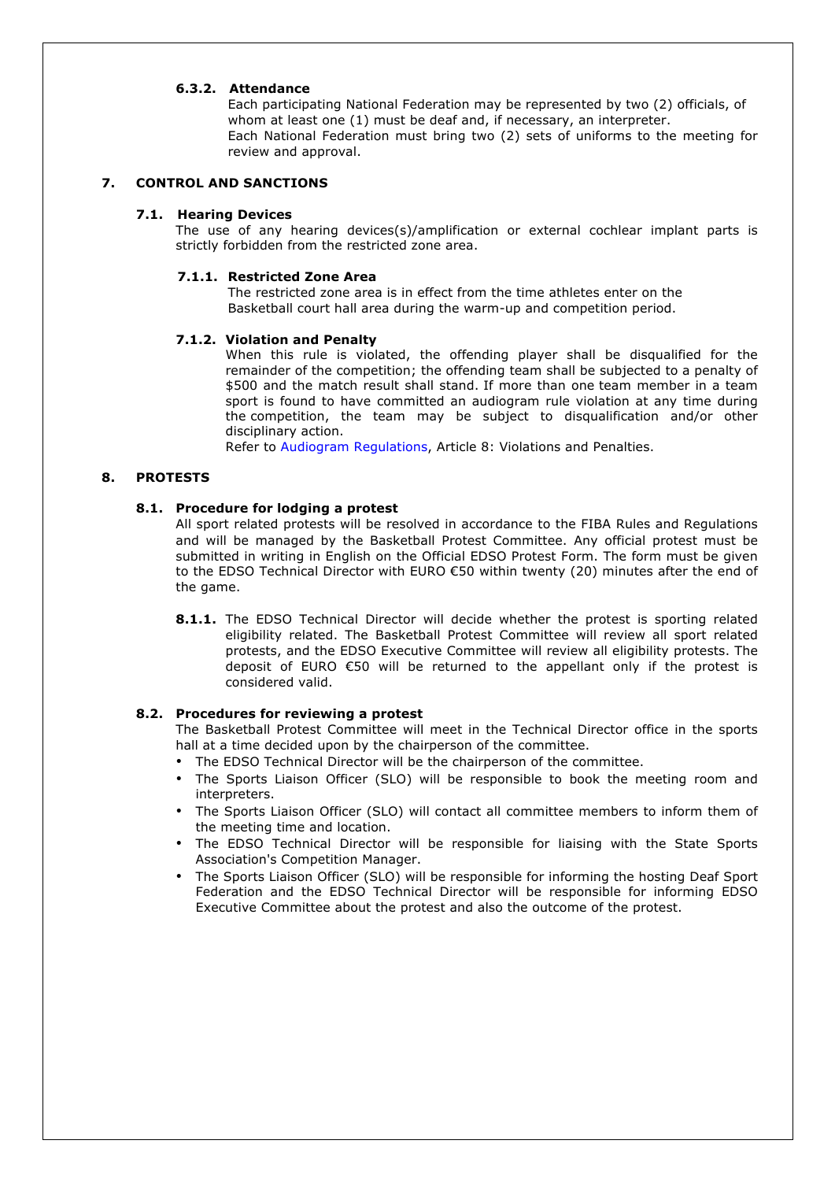#### 6.3.2. Attendance

Each participating National Federation may be represented by two (2) officials, of whom at least one (1) must be deaf and, if necessary, an interpreter.
Each National Federation must bring two (2) sets of uniforms to the meeting for review and approval.

## 7. CONTROL AND SANCTIONS

### 7.1. Hearing Devices

The use of any hearing devices(s)/amplification or external cochlear implant parts is strictly forbidden from the restricted zone area.

#### 7.1.1. Restricted Zone Area

The restricted zone area is in effect from the time athletes enter on the Basketball court hall area during the warm-up and competition period.

#### 7.1.2. Violation and Penalty

When this rule is violated, the offending player shall be disqualified for the remainder of the competition; the offending team shall be subjected to a penalty of $500 and the match result shall stand. If more than one team member in a team sport is found to have committed an audiogram rule violation at any time during the competition, the team may be subject to disqualification and/or other disciplinary action.
Refer to Audiogram Regulations, Article 8: Violations and Penalties.

## 8. PROTESTS

### 8.1. Procedure for lodging a protest

All sport related protests will be resolved in accordance to the FIBA Rules and Regulations and will be managed by the Basketball Protest Committee. Any official protest must be submitted in writing in English on the Official EDSO Protest Form. The form must be given to the EDSO Technical Director with EURO €50 within twenty (20) minutes after the end of the game.

**8.1.1.** The EDSO Technical Director will decide whether the protest is sporting related eligibility related. The Basketball Protest Committee will review all sport related protests, and the EDSO Executive Committee will review all eligibility protests. The deposit of EURO €50 will be returned to the appellant only if the protest is considered valid.

### 8.2. Procedures for reviewing a protest

The Basketball Protest Committee will meet in the Technical Director office in the sports hall at a time decided upon by the chairperson of the committee.

- The EDSO Technical Director will be the chairperson of the committee.
- The Sports Liaison Officer (SLO) will be responsible to book the meeting room and interpreters.
- The Sports Liaison Officer (SLO) will contact all committee members to inform them of the meeting time and location.
- The EDSO Technical Director will be responsible for liaising with the State Sports Association's Competition Manager.
- The Sports Liaison Officer (SLO) will be responsible for informing the hosting Deaf Sport Federation and the EDSO Technical Director will be responsible for informing EDSO Executive Committee about the protest and also the outcome of the protest.